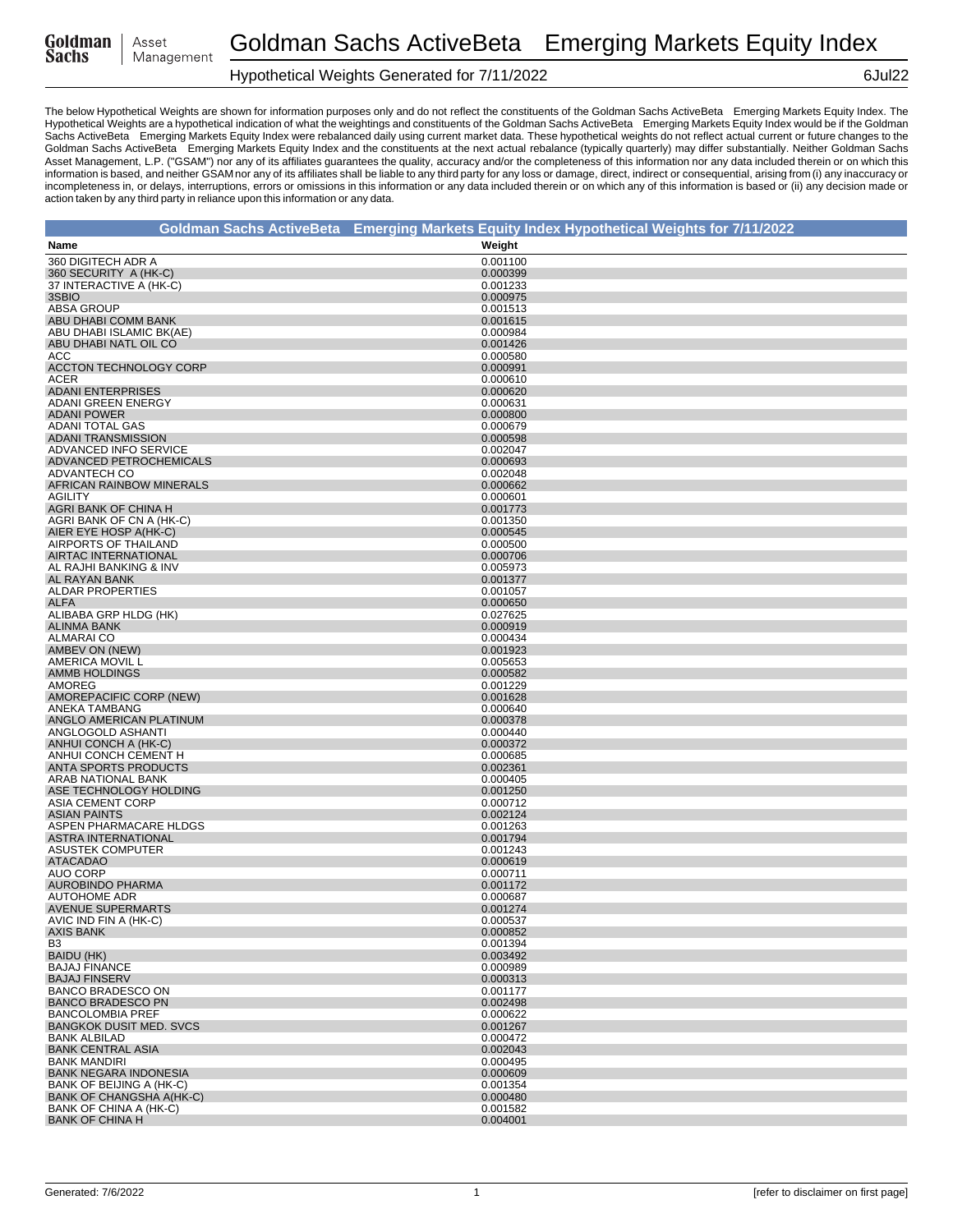# Goldman Sachs ActiveBeta Emerging Markets Equity Index

## Hypothetical Weights Generated for 7/11/2022

6Jul22

The below Hypothetical Weights are shown for information purposes only and do not reflect the constituents of the Goldman Sachs ActiveBeta Emerging Markets Equity Index. The Hypothetical Weights are a hypothetical indication of what the weightings and constituents of the Goldman Sachs ActiveBeta Emerging Markets Equity Index would be if the Goldman Sachs ActiveBeta Emerging Markets Equity Index were rebalanced daily using current market data. These hypothetical weights do not reflect actual current or future changes to the Goldman Sachs ActiveBeta Emerging Markets Equity Index and the constituents at the next actual rebalance (typically quarterly) may differ substantially. Neither Goldman Sachs Asset Management, L.P. ("GSAM") nor any of its affiliates guarantees the quality, accuracy and/or the completeness of this information nor any data included therein or on which this information is based, and neither GSAM nor any of its affiliates shall be liable to any third party for any loss or damage, direct, indirect or consequential, arising from (i) any inaccuracy or incompleteness in, or delays, interruptions, errors or omissions in this information or any data included therein or on which any of this information is based or (ii) any decision made or action taken by any third party in reliance upon this information or any data.

**Goldman Sachs ActiveBeta Emerging Markets Equity Index Hypothetical Weights for 7/11/2022**

| Name | Weight |
|---|---|
| 360 DIGITECH ADR A | 0.001100 |
| 360 SECURITY A (HK-C) | 0.000399 |
| 37 INTERACTIVE A (HK-C) | 0.001233 |
| 3SBIO | 0.000975 |
| ABSA GROUP | 0.001513 |
| ABU DHABI COMM BANK | 0.001615 |
| ABU DHABI ISLAMIC BK(AE) | 0.000984 |
| ABU DHABI NATL OIL CO | 0.001426 |
| ACC | 0.000580 |
| ACCTON TECHNOLOGY CORP | 0.000991 |
| ACER | 0.000610 |
| ADANI ENTERPRISES | 0.000620 |
| ADANI GREEN ENERGY | 0.000631 |
| ADANI POWER | 0.000800 |
| ADANI TOTAL GAS | 0.000679 |
| ADANI TRANSMISSION | 0.000598 |
| ADVANCED INFO SERVICE | 0.002047 |
| ADVANCED PETROCHEMICALS | 0.000693 |
| ADVANTECH CO | 0.002048 |
| AFRICAN RAINBOW MINERALS | 0.000662 |
| AGILITY | 0.000601 |
| AGRI BANK OF CHINA H | 0.001773 |
| AGRI BANK OF CN A (HK-C) | 0.001350 |
| AIER EYE HOSP A(HK-C) | 0.000545 |
| AIRPORTS OF THAILAND | 0.000500 |
| AIRTAC INTERNATIONAL | 0.000706 |
| AL RAJHI BANKING & INV | 0.005973 |
| AL RAYAN BANK | 0.001377 |
| ALDAR PROPERTIES | 0.001057 |
| ALFA | 0.000650 |
| ALIBABA GRP HLDG (HK) | 0.027625 |
| ALINMA BANK | 0.000919 |
| ALMARAI CO | 0.000434 |
| AMBEV ON (NEW) | 0.001923 |
| AMERICA MOVIL L | 0.005653 |
| AMMB HOLDINGS | 0.000582 |
| AMOREG | 0.001229 |
| AMOREPACIFIC CORP (NEW) | 0.001628 |
| ANEKA TAMBANG | 0.000640 |
| ANGLO AMERICAN PLATINUM | 0.000378 |
| ANGLOGOLD ASHANTI | 0.000440 |
| ANHUI CONCH A (HK-C) | 0.000372 |
| ANHUI CONCH CEMENT H | 0.000685 |
| ANTA SPORTS PRODUCTS | 0.002361 |
| ARAB NATIONAL BANK | 0.000405 |
| ASE TECHNOLOGY HOLDING | 0.001250 |
| ASIA CEMENT CORP | 0.000712 |
| ASIAN PAINTS | 0.002124 |
| ASPEN PHARMACARE HLDGS | 0.001263 |
| ASTRA INTERNATIONAL | 0.001794 |
| ASUSTEK COMPUTER | 0.001243 |
| ATACADAO | 0.000619 |
| AUO CORP | 0.000711 |
| AUROBINDO PHARMA | 0.001172 |
| AUTOHOME ADR | 0.000687 |
| AVENUE SUPERMARTS | 0.001274 |
| AVIC IND FIN A (HK-C) | 0.000537 |
| AXIS BANK | 0.000852 |
| B3 | 0.001394 |
| BAIDU (HK) | 0.003492 |
| BAJAJ FINANCE | 0.000989 |
| BAJAJ FINSERV | 0.000313 |
| BANCO BRADESCO ON | 0.001177 |
| BANCO BRADESCO PN | 0.002498 |
| BANCOLOMBIA PREF | 0.000622 |
| BANGKOK DUSIT MED. SVCS | 0.001267 |
| BANK ALBILAD | 0.000472 |
| BANK CENTRAL ASIA | 0.002043 |
| BANK MANDIRI | 0.000495 |
| BANK NEGARA INDONESIA | 0.000609 |
| BANK OF BEIJING A (HK-C) | 0.001354 |
| BANK OF CHANGSHA A(HK-C) | 0.000480 |
| BANK OF CHINA A (HK-C) | 0.001582 |
| BANK OF CHINA H | 0.004001 |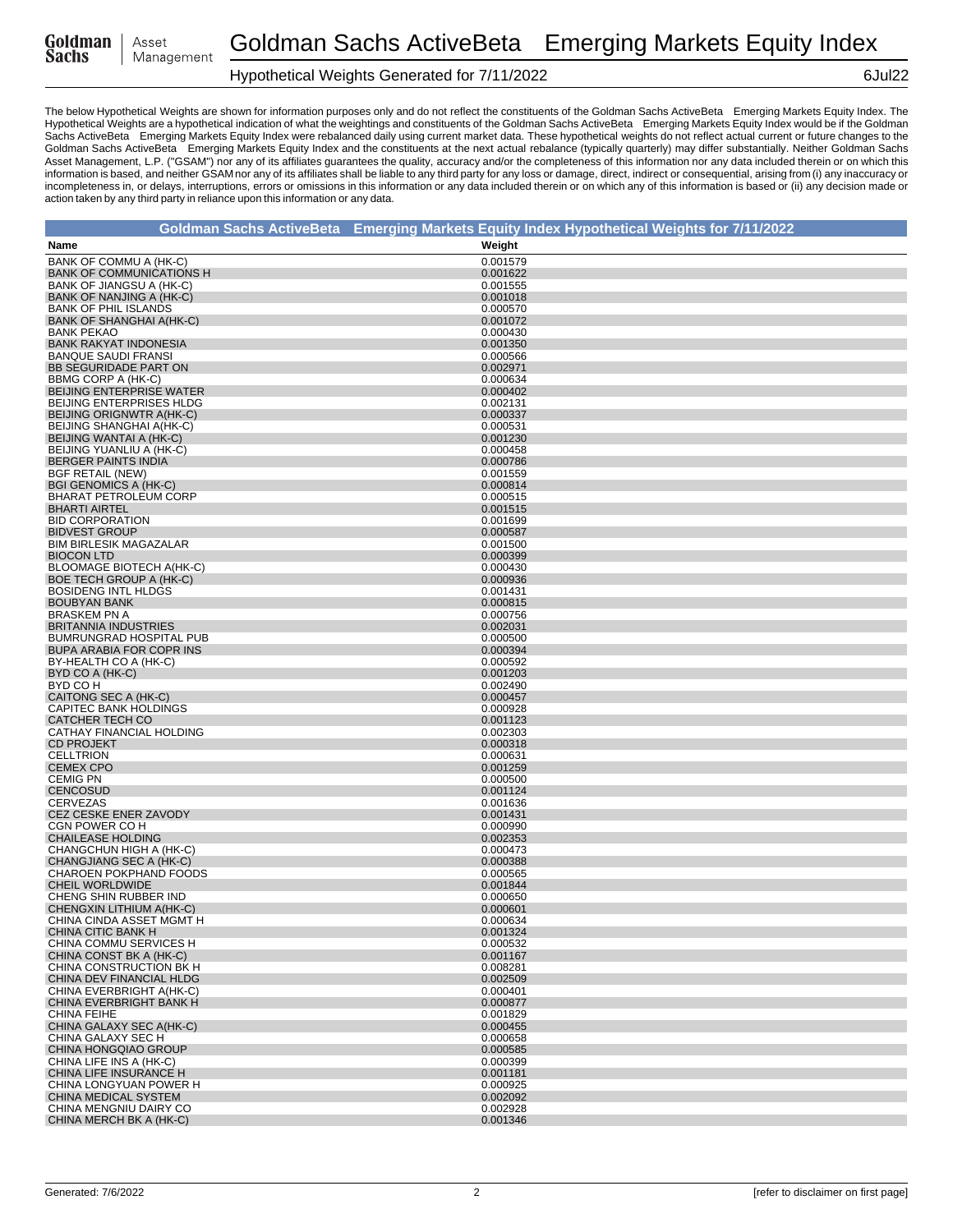The below Hypothetical Weights are shown for information purposes only and do not reflect the constituents of the Goldman Sachs ActiveBeta Emerging Markets Equity Index. The Hypothetical Weights are a hypothetical indication of what the weightings and constituents of the Goldman Sachs ActiveBeta Emerging Markets Equity Index would be if the Goldman Sachs ActiveBeta Emerging Markets Equity Index were rebalanced daily using current market data. These hypothetical weights do not reflect actual current or future changes to the Goldman Sachs ActiveBeta Emerging Markets Equity Index and the constituents at the next actual rebalance (typically quarterly) may differ substantially. Neither Goldman Sachs Asset Management, L.P. ("GSAM") nor any of its affiliates guarantees the quality, accuracy and/or the completeness of this information nor any data included therein or on which this information is based, and neither GSAM nor any of its affiliates shall be liable to any third party for any loss or damage, direct, indirect or consequential, arising from (i) any inaccuracy or incompleteness in, or delays, interruptions, errors or omissions in this information or any data included therein or on which any of this information is based or (ii) any decision made or action taken by any third party in reliance upon this information or any data.

## Goldman Sachs ActiveBeta Emerging Markets Equity Index Hypothetical Weights for 7/11/2022

| Name | Weight |
|---|---|
| BANK OF COMMU A (HK-C) | 0.001579 |
| BANK OF COMMUNICATIONS H | 0.001622 |
| BANK OF JIANGSU A (HK-C) | 0.001555 |
| BANK OF NANJING A (HK-C) | 0.001018 |
| BANK OF PHIL ISLANDS | 0.000570 |
| BANK OF SHANGHAI A(HK-C) | 0.001072 |
| BANK PEKAO | 0.000430 |
| BANK RAKYAT INDONESIA | 0.001350 |
| BANQUE SAUDI FRANSI | 0.000566 |
| BB SEGURIDADE PART ON | 0.002971 |
| BBMG CORP A (HK-C) | 0.000634 |
| BEIJING ENTERPRISE WATER | 0.000402 |
| BEIJING ENTERPRISES HLDG | 0.002131 |
| BEIJING ORIGNWTR A(HK-C) | 0.000337 |
| BEIJING SHANGHAI A(HK-C) | 0.000531 |
| BEIJING WANTAI A (HK-C) | 0.001230 |
| BEIJING YUANLIU A (HK-C) | 0.000458 |
| BERGER PAINTS INDIA | 0.000786 |
| BGF RETAIL (NEW) | 0.001559 |
| BGI GENOMICS A (HK-C) | 0.000814 |
| BHARAT PETROLEUM CORP | 0.000515 |
| BHARTI AIRTEL | 0.001515 |
| BID CORPORATION | 0.001699 |
| BIDVEST GROUP | 0.000587 |
| BIM BIRLESIK MAGAZALAR | 0.001500 |
| BIOCON LTD | 0.000399 |
| BLOOMAGE BIOTECH A(HK-C) | 0.000430 |
| BOE TECH GROUP A (HK-C) | 0.000936 |
| BOSIDENG INTL HLDGS | 0.001431 |
| BOUBYAN BANK | 0.000815 |
| BRASKEM PN A | 0.000756 |
| BRITANNIA INDUSTRIES | 0.002031 |
| BUMRUNGRAD HOSPITAL PUB | 0.000500 |
| BUPA ARABIA FOR COPR INS | 0.000394 |
| BY-HEALTH CO A (HK-C) | 0.000592 |
| BYD CO A (HK-C) | 0.001203 |
| BYD CO H | 0.002490 |
| CAITONG SEC A (HK-C) | 0.000457 |
| CAPITEC BANK HOLDINGS | 0.000928 |
| CATCHER TECH CO | 0.001123 |
| CATHAY FINANCIAL HOLDING | 0.002303 |
| CD PROJEKT | 0.000318 |
| CELLTRION | 0.000631 |
| CEMEX CPO | 0.001259 |
| CEMIG PN | 0.000500 |
| CENCOSUD | 0.001124 |
| CERVEZAS | 0.001636 |
| CEZ CESKE ENER ZAVODY | 0.001431 |
| CGN POWER CO H | 0.000990 |
| CHAILEASE HOLDING | 0.002353 |
| CHANGCHUN HIGH A (HK-C) | 0.000473 |
| CHANGJIANG SEC A (HK-C) | 0.000388 |
| CHAROEN POKPHAND FOODS | 0.000565 |
| CHEIL WORLDWIDE | 0.001844 |
| CHENG SHIN RUBBER IND | 0.000650 |
| CHENGXIN LITHIUM A(HK-C) | 0.000601 |
| CHINA CINDA ASSET MGMT H | 0.000634 |
| CHINA CITIC BANK H | 0.001324 |
| CHINA COMMU SERVICES H | 0.000532 |
| CHINA CONST BK A (HK-C) | 0.001167 |
| CHINA CONSTRUCTION BK H | 0.008281 |
| CHINA DEV FINANCIAL HLDG | 0.002509 |
| CHINA EVERBRIGHT A(HK-C) | 0.000401 |
| CHINA EVERBRIGHT BANK H | 0.000877 |
| CHINA FEIHE | 0.001829 |
| CHINA GALAXY SEC A(HK-C) | 0.000455 |
| CHINA GALAXY SEC H | 0.000658 |
| CHINA HONGQIAO GROUP | 0.000585 |
| CHINA LIFE INS A (HK-C) | 0.000399 |
| CHINA LIFE INSURANCE H | 0.001181 |
| CHINA LONGYUAN POWER H | 0.000925 |
| CHINA MEDICAL SYSTEM | 0.002092 |
| CHINA MENGNIU DAIRY CO | 0.002928 |
| CHINA MERCH BK A (HK-C) | 0.001346 |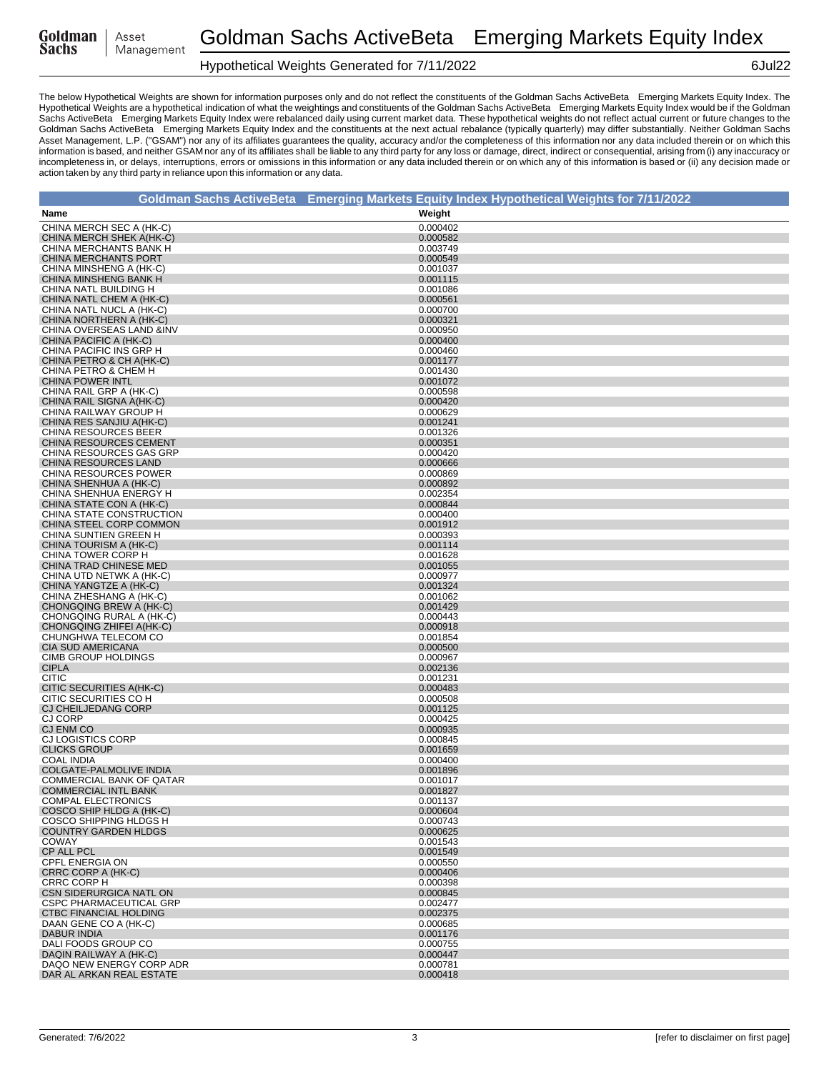The below Hypothetical Weights are shown for information purposes only and do not reflect the constituents of the Goldman Sachs ActiveBeta Emerging Markets Equity Index. The Hypothetical Weights are a hypothetical indication of what the weightings and constituents of the Goldman Sachs ActiveBeta Emerging Markets Equity Index would be if the Goldman Sachs ActiveBeta Emerging Markets Equity Index were rebalanced daily using current market data. These hypothetical weights do not reflect actual current or future changes to the Goldman Sachs ActiveBeta Emerging Markets Equity Index and the constituents at the next actual rebalance (typically quarterly) may differ substantially. Neither Goldman Sachs Asset Management, L.P. ("GSAM") nor any of its affiliates guarantees the quality, accuracy and/or the completeness of this information nor any data included therein or on which this information is based, and neither GSAM nor any of its affiliates shall be liable to any third party for any loss or damage, direct, indirect or consequential, arising from (i) any inaccuracy or incompleteness in, or delays, interruptions, errors or omissions in this information or any data included therein or on which any of this information is based or (ii) any decision made or action taken by any third party in reliance upon this information or any data.

## Goldman Sachs ActiveBeta Emerging Markets Equity Index Hypothetical Weights for 7/11/2022

| Name | Weight |
|---|---|
| CHINA MERCH SEC A (HK-C) | 0.000402 |
| CHINA MERCH SHEK A(HK-C) | 0.000582 |
| CHINA MERCHANTS BANK H | 0.003749 |
| CHINA MERCHANTS PORT | 0.000549 |
| CHINA MINSHENG A (HK-C) | 0.001037 |
| CHINA MINSHENG BANK H | 0.001115 |
| CHINA NATL BUILDING H | 0.001086 |
| CHINA NATL CHEM A (HK-C) | 0.000561 |
| CHINA NATL NUCL A (HK-C) | 0.000700 |
| CHINA NORTHERN A (HK-C) | 0.000321 |
| CHINA OVERSEAS LAND &INV | 0.000950 |
| CHINA PACIFIC A (HK-C) | 0.000400 |
| CHINA PACIFIC INS GRP H | 0.000460 |
| CHINA PETRO & CH A(HK-C) | 0.001177 |
| CHINA PETRO & CHEM H | 0.001430 |
| CHINA POWER INTL | 0.001072 |
| CHINA RAIL GRP A (HK-C) | 0.000598 |
| CHINA RAIL SIGNA A(HK-C) | 0.000420 |
| CHINA RAILWAY GROUP H | 0.000629 |
| CHINA RES SANJIU A(HK-C) | 0.001241 |
| CHINA RESOURCES BEER | 0.001326 |
| CHINA RESOURCES CEMENT | 0.000351 |
| CHINA RESOURCES GAS GRP | 0.000420 |
| CHINA RESOURCES LAND | 0.000666 |
| CHINA RESOURCES POWER | 0.000869 |
| CHINA SHENHUA A (HK-C) | 0.000892 |
| CHINA SHENHUA ENERGY H | 0.002354 |
| CHINA STATE CON A (HK-C) | 0.000844 |
| CHINA STATE CONSTRUCTION | 0.000400 |
| CHINA STEEL CORP COMMON | 0.001912 |
| CHINA SUNTIEN GREEN H | 0.000393 |
| CHINA TOURISM A (HK-C) | 0.001114 |
| CHINA TOWER CORP H | 0.001628 |
| CHINA TRAD CHINESE MED | 0.001055 |
| CHINA UTD NETWK A (HK-C) | 0.000977 |
| CHINA YANGTZE A (HK-C) | 0.001324 |
| CHINA ZHESHANG A (HK-C) | 0.001062 |
| CHONGQING BREW A (HK-C) | 0.001429 |
| CHONGQING RURAL A (HK-C) | 0.000443 |
| CHONGQING ZHIFEI A(HK-C) | 0.000918 |
| CHUNGHWA TELECOM CO | 0.001854 |
| CIA SUD AMERICANA | 0.000500 |
| CIMB GROUP HOLDINGS | 0.000967 |
| CIPLA | 0.002136 |
| CITIC | 0.001231 |
| CITIC SECURITIES A(HK-C) | 0.000483 |
| CITIC SECURITIES CO H | 0.000508 |
| CJ CHEILJEDANG CORP | 0.001125 |
| CJ CORP | 0.000425 |
| CJ ENM CO | 0.000935 |
| CJ LOGISTICS CORP | 0.000845 |
| CLICKS GROUP | 0.001659 |
| COAL INDIA | 0.000400 |
| COLGATE-PALMOLIVE INDIA | 0.001896 |
| COMMERCIAL BANK OF QATAR | 0.001017 |
| COMMERCIAL INTL BANK | 0.001827 |
| COMPAL ELECTRONICS | 0.001137 |
| COSCO SHIP HLDG A (HK-C) | 0.000604 |
| COSCO SHIPPING HLDGS H | 0.000743 |
| COUNTRY GARDEN HLDGS | 0.000625 |
| COWAY | 0.001543 |
| CP ALL PCL | 0.001549 |
| CPFL ENERGIA ON | 0.000550 |
| CRRC CORP A (HK-C) | 0.000406 |
| CRRC CORP H | 0.000398 |
| CSN SIDERURGICA NATL ON | 0.000845 |
| CSPC PHARMACEUTICAL GRP | 0.002477 |
| CTBC FINANCIAL HOLDING | 0.002375 |
| DAAN GENE CO A (HK-C) | 0.000685 |
| DABUR INDIA | 0.001176 |
| DALI FOODS GROUP CO | 0.000755 |
| DAQIN RAILWAY A (HK-C) | 0.000447 |
| DAQO NEW ENERGY CORP ADR | 0.000781 |
| DAR AL ARKAN REAL ESTATE | 0.000418 |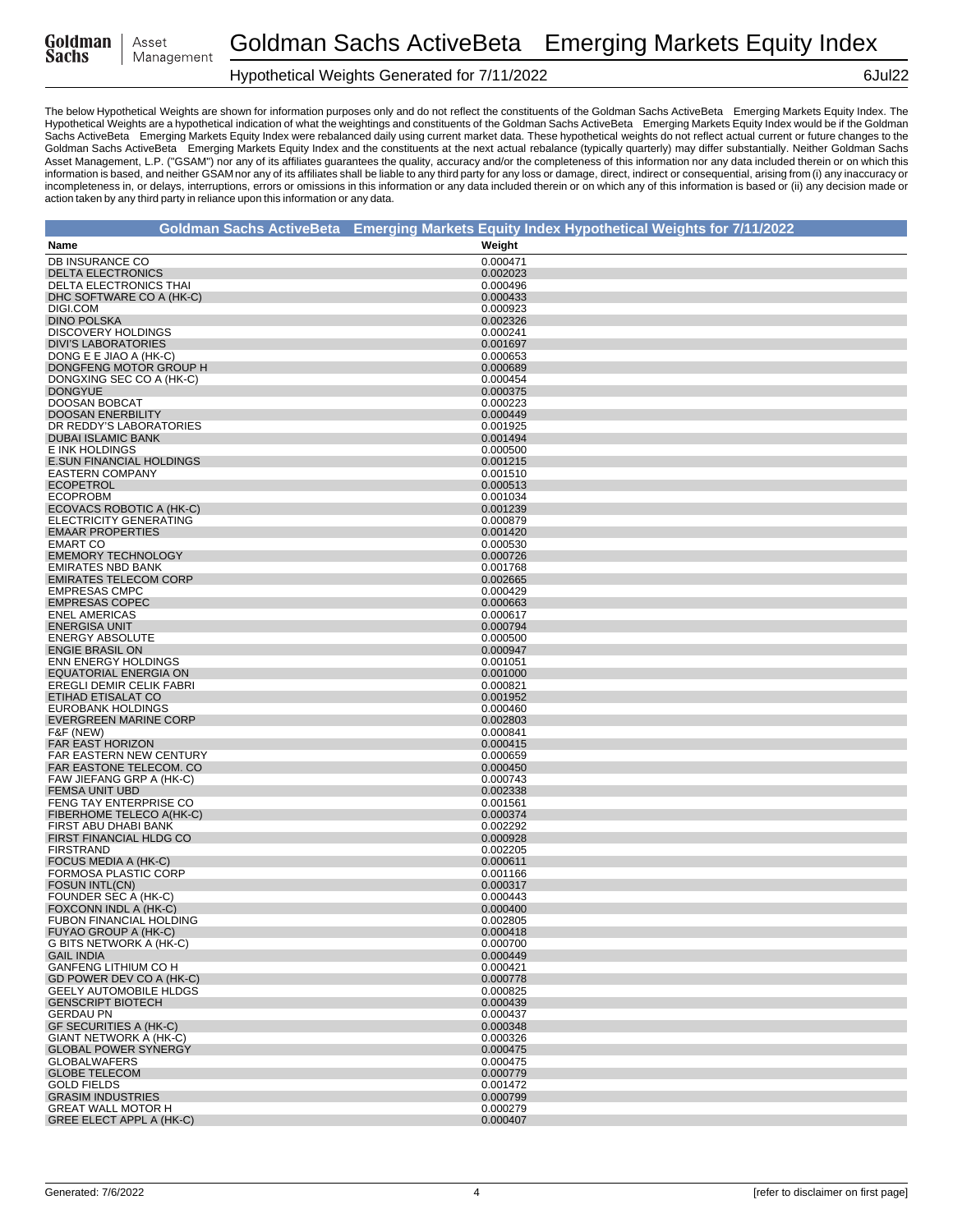# Goldman Sachs ActiveBeta Emerging Markets Equity Index

Hypothetical Weights Generated for 7/11/2022

6Jul22

The below Hypothetical Weights are shown for information purposes only and do not reflect the constituents of the Goldman Sachs ActiveBeta Emerging Markets Equity Index. The Hypothetical Weights are a hypothetical indication of what the weightings and constituents of the Goldman Sachs ActiveBeta Emerging Markets Equity Index would be if the Goldman Sachs ActiveBeta Emerging Markets Equity Index were rebalanced daily using current market data. These hypothetical weights do not reflect actual current or future changes to the Goldman Sachs ActiveBeta Emerging Markets Equity Index and the constituents at the next actual rebalance (typically quarterly) may differ substantially. Neither Goldman Sachs Asset Management, L.P. ("GSAM") nor any of its affiliates guarantees the quality, accuracy and/or the completeness of this information nor any data included therein or on which this information is based, and neither GSAM nor any of its affiliates shall be liable to any third party for any loss or damage, direct, indirect or consequential, arising from (i) any inaccuracy or incompleteness in, or delays, interruptions, errors or omissions in this information or any data included therein or on which any of this information is based or (ii) any decision made or action taken by any third party in reliance upon this information or any data.

## Goldman Sachs ActiveBeta Emerging Markets Equity Index Hypothetical Weights for 7/11/2022

| Name | Weight |
|---|---|
| DB INSURANCE CO | 0.000471 |
| DELTA ELECTRONICS | 0.002023 |
| DELTA ELECTRONICS THAI | 0.000496 |
| DHC SOFTWARE CO A (HK-C) | 0.000433 |
| DIGI.COM | 0.000923 |
| DINO POLSKA | 0.002326 |
| DISCOVERY HOLDINGS | 0.000241 |
| DIVI'S LABORATORIES | 0.001697 |
| DONG E E JIAO A (HK-C) | 0.000653 |
| DONGFENG MOTOR GROUP H | 0.000689 |
| DONGXING SEC CO A (HK-C) | 0.000454 |
| DONGYUE | 0.000375 |
| DOOSAN BOBCAT | 0.000223 |
| DOOSAN ENERBILITY | 0.000449 |
| DR REDDY'S LABORATORIES | 0.001925 |
| DUBAI ISLAMIC BANK | 0.001494 |
| E INK HOLDINGS | 0.000500 |
| E.SUN FINANCIAL HOLDINGS | 0.001215 |
| EASTERN COMPANY | 0.001510 |
| ECOPETROL | 0.000513 |
| ECOPROBM | 0.001034 |
| ECOVACS ROBOTIC A (HK-C) | 0.001239 |
| ELECTRICITY GENERATING | 0.000879 |
| EMAAR PROPERTIES | 0.001420 |
| EMART CO | 0.000530 |
| EMEMORY TECHNOLOGY | 0.000726 |
| EMIRATES NBD BANK | 0.001768 |
| EMIRATES TELECOM CORP | 0.002665 |
| EMPRESAS CMPC | 0.000429 |
| EMPRESAS COPEC | 0.000663 |
| ENEL AMERICAS | 0.000617 |
| ENERGISA UNIT | 0.000794 |
| ENERGY ABSOLUTE | 0.000500 |
| ENGIE BRASIL ON | 0.000947 |
| ENN ENERGY HOLDINGS | 0.001051 |
| EQUATORIAL ENERGIA ON | 0.001000 |
| EREGLI DEMIR CELIK FABRI | 0.000821 |
| ETIHAD ETISALAT CO | 0.001952 |
| EUROBANK HOLDINGS | 0.000460 |
| EVERGREEN MARINE CORP | 0.002803 |
| F&F (NEW) | 0.000841 |
| FAR EAST HORIZON | 0.000415 |
| FAR EASTERN NEW CENTURY | 0.000659 |
| FAR EASTONE TELECOM. CO | 0.000450 |
| FAW JIEFANG GRP A (HK-C) | 0.000743 |
| FEMSA UNIT UBD | 0.002338 |
| FENG TAY ENTERPRISE CO | 0.001561 |
| FIBERHOME TELECO A(HK-C) | 0.000374 |
| FIRST ABU DHABI BANK | 0.002292 |
| FIRST FINANCIAL HLDG CO | 0.000928 |
| FIRSTRAND | 0.002205 |
| FOCUS MEDIA A (HK-C) | 0.000611 |
| FORMOSA PLASTIC CORP | 0.001166 |
| FOSUN INTL(CN) | 0.000317 |
| FOUNDER SEC A (HK-C) | 0.000443 |
| FOXCONN INDL A (HK-C) | 0.000400 |
| FUBON FINANCIAL HOLDING | 0.002805 |
| FUYAO GROUP A (HK-C) | 0.000418 |
| G BITS NETWORK A (HK-C) | 0.000700 |
| GAIL INDIA | 0.000449 |
| GANFENG LITHIUM CO H | 0.000421 |
| GD POWER DEV CO A (HK-C) | 0.000778 |
| GEELY AUTOMOBILE HLDGS | 0.000825 |
| GENSCRIPT BIOTECH | 0.000439 |
| GERDAU PN | 0.000437 |
| GF SECURITIES A (HK-C) | 0.000348 |
| GIANT NETWORK A (HK-C) | 0.000326 |
| GLOBAL POWER SYNERGY | 0.000475 |
| GLOBALWAFERS | 0.000475 |
| GLOBE TELECOM | 0.000779 |
| GOLD FIELDS | 0.001472 |
| GRASIM INDUSTRIES | 0.000799 |
| GREAT WALL MOTOR H | 0.000279 |
| GREE ELECT APPL A (HK-C) | 0.000407 |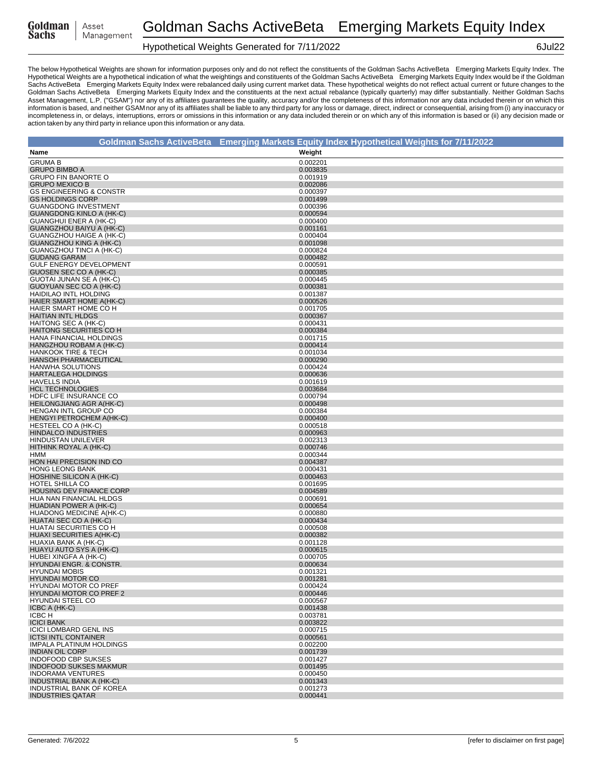The below Hypothetical Weights are shown for information purposes only and do not reflect the constituents of the Goldman Sachs ActiveBeta Emerging Markets Equity Index. The Hypothetical Weights are a hypothetical indication of what the weightings and constituents of the Goldman Sachs ActiveBeta Emerging Markets Equity Index would be if the Goldman Sachs ActiveBeta Emerging Markets Equity Index were rebalanced daily using current market data. These hypothetical weights do not reflect actual current or future changes to the Goldman Sachs ActiveBeta Emerging Markets Equity Index and the constituents at the next actual rebalance (typically quarterly) may differ substantially. Neither Goldman Sachs Asset Management, L.P. ("GSAM") nor any of its affiliates guarantees the quality, accuracy and/or the completeness of this information nor any data included therein or on which this information is based, and neither GSAM nor any of its affiliates shall be liable to any third party for any loss or damage, direct, indirect or consequential, arising from (i) any inaccuracy or incompleteness in, or delays, interruptions, errors or omissions in this information or any data included therein or on which any of this information is based or (ii) any decision made or action taken by any third party in reliance upon this information or any data.

## Goldman Sachs ActiveBeta Emerging Markets Equity Index Hypothetical Weights for 7/11/2022

| Name | Weight |
|---|---|
| GRUMA B | 0.002201 |
| GRUPO BIMBO A | 0.003835 |
| GRUPO FIN BANORTE O | 0.001919 |
| GRUPO MEXICO B | 0.002086 |
| GS ENGINEERING & CONSTR | 0.000397 |
| GS HOLDINGS CORP | 0.001499 |
| GUANGDONG INVESTMENT | 0.000396 |
| GUANGDONG KINLO A (HK-C) | 0.000594 |
| GUANGHUI ENER A (HK-C) | 0.000400 |
| GUANGZHOU BAIYU A (HK-C) | 0.001161 |
| GUANGZHOU HAIGE A (HK-C) | 0.000404 |
| GUANGZHOU KING A (HK-C) | 0.001098 |
| GUANGZHOU TINCI A (HK-C) | 0.000824 |
| GUDANG GARAM | 0.000482 |
| GULF ENERGY DEVELOPMENT | 0.000591 |
| GUOSEN SEC CO A (HK-C) | 0.000385 |
| GUOTAI JUNAN SE A (HK-C) | 0.000445 |
| GUOYUAN SEC CO A (HK-C) | 0.000381 |
| HAIDILAO INTL HOLDING | 0.001387 |
| HAIER SMART HOME A(HK-C) | 0.000526 |
| HAIER SMART HOME CO H | 0.001705 |
| HAITIAN INTL HLDGS | 0.000367 |
| HAITONG SEC A (HK-C) | 0.000431 |
| HAITONG SECURITIES CO H | 0.000384 |
| HANA FINANCIAL HOLDINGS | 0.001715 |
| HANGZHOU ROBAM A (HK-C) | 0.000414 |
| HANKOOK TIRE & TECH | 0.001034 |
| HANSOH PHARMACEUTICAL | 0.000290 |
| HANWHA SOLUTIONS | 0.000424 |
| HARTALEGA HOLDINGS | 0.000636 |
| HAVELLS INDIA | 0.001619 |
| HCL TECHNOLOGIES | 0.003684 |
| HDFC LIFE INSURANCE CO | 0.000794 |
| HEILONGJIANG AGR A(HK-C) | 0.000498 |
| HENGAN INTL GROUP CO | 0.000384 |
| HENGYI PETROCHEM A(HK-C) | 0.000400 |
| HESTEEL CO A (HK-C) | 0.000518 |
| HINDALCO INDUSTRIES | 0.000963 |
| HINDUSTAN UNILEVER | 0.002313 |
| HITHINK ROYAL A (HK-C) | 0.000746 |
| HMM | 0.000344 |
| HON HAI PRECISION IND CO | 0.004387 |
| HONG LEONG BANK | 0.000431 |
| HOSHINE SILICON A (HK-C) | 0.000463 |
| HOTEL SHILLA CO | 0.001695 |
| HOUSING DEV FINANCE CORP | 0.004589 |
| HUA NAN FINANCIAL HLDGS | 0.000691 |
| HUADIAN POWER A (HK-C) | 0.000654 |
| HUADONG MEDICINE A(HK-C) | 0.000880 |
| HUATAI SEC CO A (HK-C) | 0.000434 |
| HUATAI SECURITIES CO H | 0.000508 |
| HUAXI SECURITIES A(HK-C) | 0.000382 |
| HUAXIA BANK A (HK-C) | 0.001128 |
| HUAYU AUTO SYS A (HK-C) | 0.000615 |
| HUBEI XINGFA A (HK-C) | 0.000705 |
| HYUNDAI ENGR. & CONSTR. | 0.000634 |
| HYUNDAI MOBIS | 0.001321 |
| HYUNDAI MOTOR CO | 0.001281 |
| HYUNDAI MOTOR CO PREF | 0.000424 |
| HYUNDAI MOTOR CO PREF 2 | 0.000446 |
| HYUNDAI STEEL CO | 0.000567 |
| ICBC A (HK-C) | 0.001438 |
| ICBC H | 0.003781 |
| ICICI BANK | 0.003822 |
| ICICI LOMBARD GENL INS | 0.000715 |
| ICTSI INTL CONTAINER | 0.000561 |
| IMPALA PLATINUM HOLDINGS | 0.002200 |
| INDIAN OIL CORP | 0.001739 |
| INDOFOOD CBP SUKSES | 0.001427 |
| INDOFOOD SUKSES MAKMUR | 0.001495 |
| INDORAMA VENTURES | 0.000450 |
| INDUSTRIAL BANK A (HK-C) | 0.001343 |
| INDUSTRIAL BANK OF KOREA | 0.001273 |
| INDUSTRIES QATAR | 0.000441 |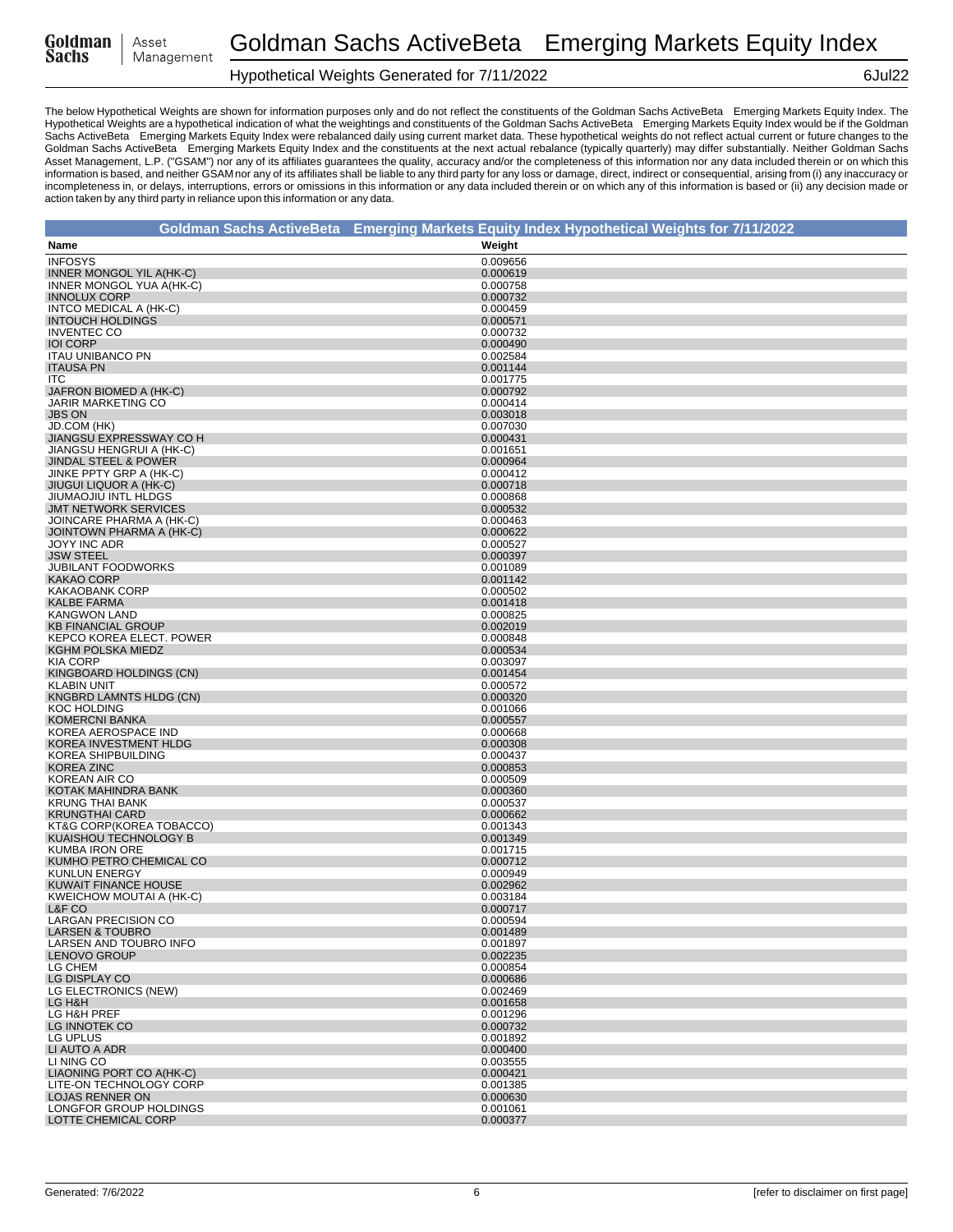# Goldman Sachs ActiveBeta Emerging Markets Equity Index

## Hypothetical Weights Generated for 7/11/2022

The below Hypothetical Weights are shown for information purposes only and do not reflect the constituents of the Goldman Sachs ActiveBeta Emerging Markets Equity Index. The Hypothetical Weights are a hypothetical indication of what the weightings and constituents of the Goldman Sachs ActiveBeta Emerging Markets Equity Index would be if the Goldman Sachs ActiveBeta Emerging Markets Equity Index were rebalanced daily using current market data. These hypothetical weights do not reflect actual current or future changes to the Goldman Sachs ActiveBeta Emerging Markets Equity Index and the constituents at the next actual rebalance (typically quarterly) may differ substantially. Neither Goldman Sachs Asset Management, L.P. ("GSAM") nor any of its affiliates guarantees the quality, accuracy and/or the completeness of this information nor any data included therein or on which this information is based, and neither GSAM nor any of its affiliates shall be liable to any third party for any loss or damage, direct, indirect or consequential, arising from (i) any inaccuracy or incompleteness in, or delays, interruptions, errors or omissions in this information or any data included therein or on which any of this information is based or (ii) any decision made or action taken by any third party in reliance upon this information or any data.

### Goldman Sachs ActiveBeta Emerging Markets Equity Index Hypothetical Weights for 7/11/2022

| Name | Weight |
|---|---|
| INFOSYS | 0.009656 |
| INNER MONGOL YIL A(HK-C) | 0.000619 |
| INNER MONGOL YUA A(HK-C) | 0.000758 |
| INNOLUX CORP | 0.000732 |
| INTCO MEDICAL A (HK-C) | 0.000459 |
| INTOUCH HOLDINGS | 0.000571 |
| INVENTEC CO | 0.000732 |
| IOI CORP | 0.000490 |
| ITAU UNIBANCO PN | 0.002584 |
| ITAUSA PN | 0.001144 |
| ITC | 0.001775 |
| JAFRON BIOMED A (HK-C) | 0.000792 |
| JARIR MARKETING CO | 0.000414 |
| JBS ON | 0.003018 |
| JD.COM (HK) | 0.007030 |
| JIANGSU EXPRESSWAY CO H | 0.000431 |
| JIANGSU HENGRUI A (HK-C) | 0.001651 |
| JINDAL STEEL & POWER | 0.000964 |
| JINKE PPTY GRP A (HK-C) | 0.000412 |
| JIUGUI LIQUOR A (HK-C) | 0.000718 |
| JIUMAOJIU INTL HLDGS | 0.000868 |
| JMT NETWORK SERVICES | 0.000532 |
| JOINCARE PHARMA A (HK-C) | 0.000463 |
| JOINTOWN PHARMA A (HK-C) | 0.000622 |
| JOYY INC ADR | 0.000527 |
| JSW STEEL | 0.000397 |
| JUBILANT FOODWORKS | 0.001089 |
| KAKAO CORP | 0.001142 |
| KAKAOBANK CORP | 0.000502 |
| KALBE FARMA | 0.001418 |
| KANGWON LAND | 0.000825 |
| KB FINANCIAL GROUP | 0.002019 |
| KEPCO KOREA ELECT. POWER | 0.000848 |
| KGHM POLSKA MIEDZ | 0.000534 |
| KIA CORP | 0.003097 |
| KINGBOARD HOLDINGS (CN) | 0.001454 |
| KLABIN UNIT | 0.000572 |
| KNGBRD LAMNTS HLDG (CN) | 0.000320 |
| KOC HOLDING | 0.001066 |
| KOMERCNI BANKA | 0.000557 |
| KOREA AEROSPACE IND | 0.000668 |
| KOREA INVESTMENT HLDG | 0.000308 |
| KOREA SHIPBUILDING | 0.000437 |
| KOREA ZINC | 0.000853 |
| KOREAN AIR CO | 0.000509 |
| KOTAK MAHINDRA BANK | 0.000360 |
| KRUNG THAI BANK | 0.000537 |
| KRUNGTHAI CARD | 0.000662 |
| KT&G CORP(KOREA TOBACCO) | 0.001343 |
| KUAISHOU TECHNOLOGY B | 0.001349 |
| KUMBA IRON ORE | 0.001715 |
| KUMHO PETRO CHEMICAL CO | 0.000712 |
| KUNLUN ENERGY | 0.000949 |
| KUWAIT FINANCE HOUSE | 0.002962 |
| KWEICHOW MOUTAI A (HK-C) | 0.003184 |
| L&F CO | 0.000717 |
| LARGAN PRECISION CO | 0.000594 |
| LARSEN & TOUBRO | 0.001489 |
| LARSEN AND TOUBRO INFO | 0.001897 |
| LENOVO GROUP | 0.002235 |
| LG CHEM | 0.000854 |
| LG DISPLAY CO | 0.000686 |
| LG ELECTRONICS (NEW) | 0.002469 |
| LG H&H | 0.001658 |
| LG H&H PREF | 0.001296 |
| LG INNOTEK CO | 0.000732 |
| LG UPLUS | 0.001892 |
| LI AUTO A ADR | 0.000400 |
| LI NING CO | 0.003555 |
| LIAONING PORT CO A(HK-C) | 0.000421 |
| LITE-ON TECHNOLOGY CORP | 0.001385 |
| LOJAS RENNER ON | 0.000630 |
| LONGFOR GROUP HOLDINGS | 0.001061 |
| LOTTE CHEMICAL CORP | 0.000377 |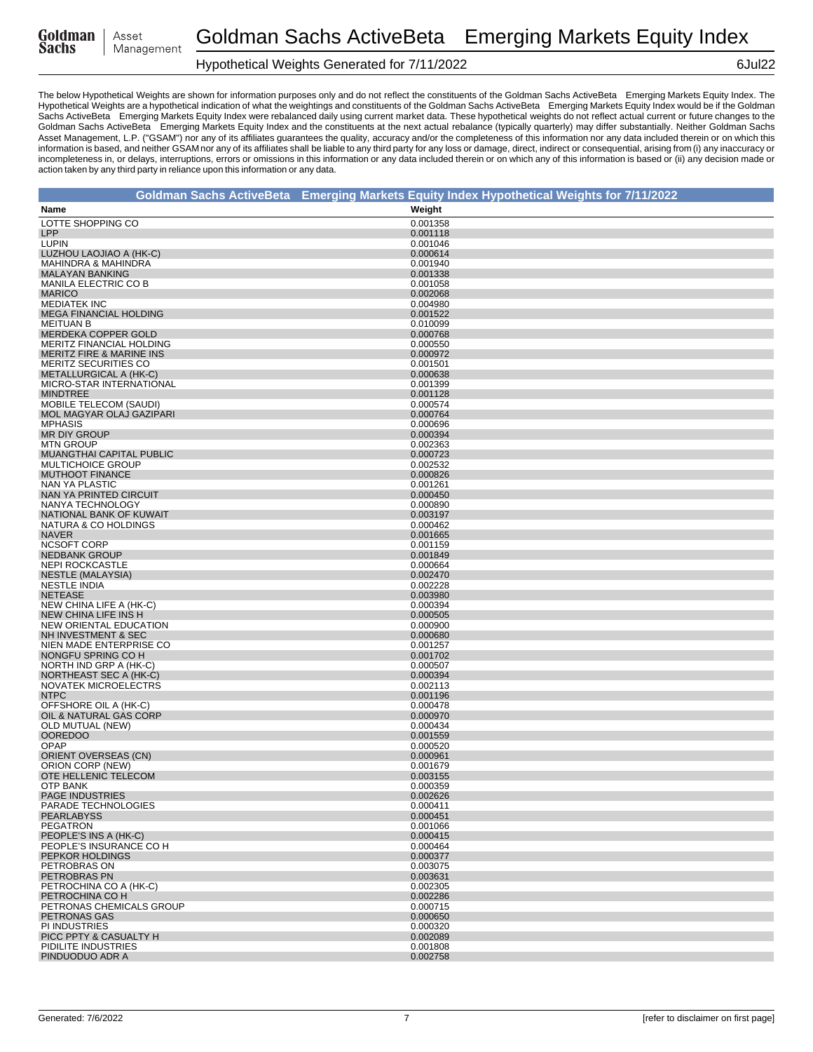The below Hypothetical Weights are shown for information purposes only and do not reflect the constituents of the Goldman Sachs ActiveBeta Emerging Markets Equity Index. The Hypothetical Weights are a hypothetical indication of what the weightings and constituents of the Goldman Sachs ActiveBeta Emerging Markets Equity Index would be if the Goldman Sachs ActiveBeta Emerging Markets Equity Index were rebalanced daily using current market data. These hypothetical weights do not reflect actual current or future changes to the Goldman Sachs ActiveBeta Emerging Markets Equity Index and the constituents at the next actual rebalance (typically quarterly) may differ substantially. Neither Goldman Sachs Asset Management, L.P. ("GSAM") nor any of its affiliates guarantees the quality, accuracy and/or the completeness of this information nor any data included therein or on which this information is based, and neither GSAM nor any of its affiliates shall be liable to any third party for any loss or damage, direct, indirect or consequential, arising from (i) any inaccuracy or incompleteness in, or delays, interruptions, errors or omissions in this information or any data included therein or on which any of this information is based or (ii) any decision made or action taken by any third party in reliance upon this information or any data.

## Goldman Sachs ActiveBeta Emerging Markets Equity Index Hypothetical Weights for 7/11/2022

| Name | Weight |
|---|---|
| LOTTE SHOPPING CO | 0.001358 |
| LPP | 0.001118 |
| LUPIN | 0.001046 |
| LUZHOU LAOJIAO A (HK-C) | 0.000614 |
| MAHINDRA & MAHINDRA | 0.001940 |
| MALAYAN BANKING | 0.001338 |
| MANILA ELECTRIC CO B | 0.001058 |
| MARICO | 0.002068 |
| MEDIATEK INC | 0.004980 |
| MEGA FINANCIAL HOLDING | 0.001522 |
| MEITUAN B | 0.010099 |
| MERDEKA COPPER GOLD | 0.000768 |
| MERITZ FINANCIAL HOLDING | 0.000550 |
| MERITZ FIRE & MARINE INS | 0.000972 |
| MERITZ SECURITIES CO | 0.001501 |
| METALLURGICAL A (HK-C) | 0.000638 |
| MICRO-STAR INTERNATIONAL | 0.001399 |
| MINDTREE | 0.001128 |
| MOBILE TELECOM (SAUDI) | 0.000574 |
| MOL MAGYAR OLAJ GAZIPARI | 0.000764 |
| MPHASIS | 0.000696 |
| MR DIY GROUP | 0.000394 |
| MTN GROUP | 0.002363 |
| MUANGTHAI CAPITAL PUBLIC | 0.000723 |
| MULTICHOICE GROUP | 0.002532 |
| MUTHOOT FINANCE | 0.000826 |
| NAN YA PLASTIC | 0.001261 |
| NAN YA PRINTED CIRCUIT | 0.000450 |
| NANYA TECHNOLOGY | 0.000890 |
| NATIONAL BANK OF KUWAIT | 0.003197 |
| NATURA & CO HOLDINGS | 0.000462 |
| NAVER | 0.001665 |
| NCSOFT CORP | 0.001159 |
| NEDBANK GROUP | 0.001849 |
| NEPI ROCKCASTLE | 0.000664 |
| NESTLE (MALAYSIA) | 0.002470 |
| NESTLE INDIA | 0.002228 |
| NETEASE | 0.003980 |
| NEW CHINA LIFE A (HK-C) | 0.000394 |
| NEW CHINA LIFE INS H | 0.000505 |
| NEW ORIENTAL EDUCATION | 0.000900 |
| NH INVESTMENT & SEC | 0.000680 |
| NIEN MADE ENTERPRISE CO | 0.001257 |
| NONGFU SPRING CO H | 0.001702 |
| NORTH IND GRP A (HK-C) | 0.000507 |
| NORTHEAST SEC A (HK-C) | 0.000394 |
| NOVATEK MICROELECTRS | 0.002113 |
| NTPC | 0.001196 |
| OFFSHORE OIL A (HK-C) | 0.000478 |
| OIL & NATURAL GAS CORP | 0.000970 |
| OLD MUTUAL (NEW) | 0.000434 |
| OOREDOO | 0.001559 |
| OPAP | 0.000520 |
| ORIENT OVERSEAS (CN) | 0.000961 |
| ORION CORP (NEW) | 0.001679 |
| OTE HELLENIC TELECOM | 0.003155 |
| OTP BANK | 0.000359 |
| PAGE INDUSTRIES | 0.002626 |
| PARADE TECHNOLOGIES | 0.000411 |
| PEARLABYSS | 0.000451 |
| PEGATRON | 0.001066 |
| PEOPLE'S INS A (HK-C) | 0.000415 |
| PEOPLE'S INSURANCE CO H | 0.000464 |
| PEPKOR HOLDINGS | 0.000377 |
| PETROBRAS ON | 0.003075 |
| PETROBRAS PN | 0.003631 |
| PETROCHINA CO A (HK-C) | 0.002305 |
| PETROCHINA CO H | 0.002286 |
| PETRONAS CHEMICALS GROUP | 0.000715 |
| PETRONAS GAS | 0.000650 |
| PI INDUSTRIES | 0.000320 |
| PICC PPTY & CASUALTY H | 0.002089 |
| PIDILITE INDUSTRIES | 0.001808 |
| PINDUODUO ADR A | 0.002758 |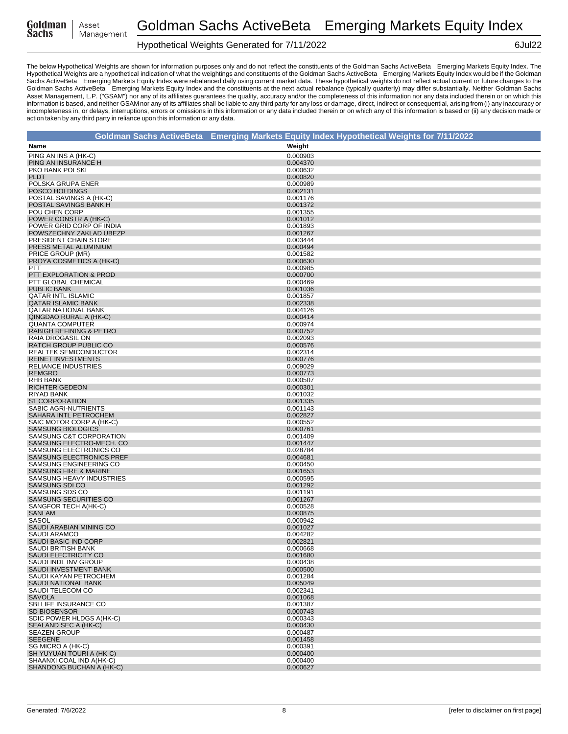# Goldman Sachs ActiveBeta Emerging Markets Equity Index

## Hypothetical Weights Generated for 7/11/2022

6Jul22

The below Hypothetical Weights are shown for information purposes only and do not reflect the constituents of the Goldman Sachs ActiveBeta Emerging Markets Equity Index. The Hypothetical Weights are a hypothetical indication of what the weightings and constituents of the Goldman Sachs ActiveBeta Emerging Markets Equity Index would be if the Goldman Sachs ActiveBeta Emerging Markets Equity Index were rebalanced daily using current market data. These hypothetical weights do not reflect actual current or future changes to the Goldman Sachs ActiveBeta Emerging Markets Equity Index and the constituents at the next actual rebalance (typically quarterly) may differ substantially. Neither Goldman Sachs Asset Management, L.P. ("GSAM") nor any of its affiliates guarantees the quality, accuracy and/or the completeness of this information nor any data included therein or on which this information is based, and neither GSAM nor any of its affiliates shall be liable to any third party for any loss or damage, direct, indirect or consequential, arising from (i) any inaccuracy or incompleteness in, or delays, interruptions, errors or omissions in this information or any data included therein or on which any of this information is based or (ii) any decision made or action taken by any third party in reliance upon this information or any data.

**Goldman Sachs ActiveBeta Emerging Markets Equity Index Hypothetical Weights for 7/11/2022**

| Name | Weight |
|---|---|
| PING AN INS A (HK-C) | 0.000903 |
| PING AN INSURANCE H | 0.004370 |
| PKO BANK POLSKI | 0.000632 |
| PLDT | 0.000820 |
| POLSKA GRUPA ENER | 0.000989 |
| POSCO HOLDINGS | 0.002131 |
| POSTAL SAVINGS A (HK-C) | 0.001176 |
| POSTAL SAVINGS BANK H | 0.001372 |
| POU CHEN CORP | 0.001355 |
| POWER CONSTR A (HK-C) | 0.001012 |
| POWER GRID CORP OF INDIA | 0.001893 |
| POWSZECHNY ZAKLAD UBEZP | 0.001267 |
| PRESIDENT CHAIN STORE | 0.003444 |
| PRESS METAL ALUMINIUM | 0.000494 |
| PRICE GROUP (MR) | 0.001582 |
| PROYA COSMETICS A (HK-C) | 0.000630 |
| PTT | 0.000985 |
| PTT EXPLORATION & PROD | 0.000700 |
| PTT GLOBAL CHEMICAL | 0.000469 |
| PUBLIC BANK | 0.001036 |
| QATAR INTL ISLAMIC | 0.001857 |
| QATAR ISLAMIC BANK | 0.002338 |
| QATAR NATIONAL BANK | 0.004126 |
| QINGDAO RURAL A (HK-C) | 0.000414 |
| QUANTA COMPUTER | 0.000974 |
| RABIGH REFINING & PETRO | 0.000752 |
| RAIA DROGASIL ON | 0.002093 |
| RATCH GROUP PUBLIC CO | 0.000576 |
| REALTEK SEMICONDUCTOR | 0.002314 |
| REINET INVESTMENTS | 0.000776 |
| RELIANCE INDUSTRIES | 0.009029 |
| REMGRO | 0.000773 |
| RHB BANK | 0.000507 |
| RICHTER GEDEON | 0.000301 |
| RIYAD BANK | 0.001032 |
| S1 CORPORATION | 0.001335 |
| SABIC AGRI-NUTRIENTS | 0.001143 |
| SAHARA INTL PETROCHEM | 0.002827 |
| SAIC MOTOR CORP A (HK-C) | 0.000552 |
| SAMSUNG BIOLOGICS | 0.000761 |
| SAMSUNG C&T CORPORATION | 0.001409 |
| SAMSUNG ELECTRO-MECH. CO | 0.001447 |
| SAMSUNG ELECTRONICS CO | 0.028784 |
| SAMSUNG ELECTRONICS PREF | 0.004681 |
| SAMSUNG ENGINEERING CO | 0.000450 |
| SAMSUNG FIRE & MARINE | 0.001653 |
| SAMSUNG HEAVY INDUSTRIES | 0.000595 |
| SAMSUNG SDI CO | 0.001292 |
| SAMSUNG SDS CO | 0.001191 |
| SAMSUNG SECURITIES CO | 0.001267 |
| SANGFOR TECH A(HK-C) | 0.000528 |
| SANLAM | 0.000875 |
| SASOL | 0.000942 |
| SAUDI ARABIAN MINING CO | 0.001027 |
| SAUDI ARAMCO | 0.004282 |
| SAUDI BASIC IND CORP | 0.002821 |
| SAUDI BRITISH BANK | 0.000668 |
| SAUDI ELECTRICITY CO | 0.001680 |
| SAUDI INDL INV GROUP | 0.000438 |
| SAUDI INVESTMENT BANK | 0.000500 |
| SAUDI KAYAN PETROCHEM | 0.001284 |
| SAUDI NATIONAL BANK | 0.005049 |
| SAUDI TELECOM CO | 0.002341 |
| SAVOLA | 0.001068 |
| SBI LIFE INSURANCE CO | 0.001387 |
| SD BIOSENSOR | 0.000743 |
| SDIC POWER HLDGS A(HK-C) | 0.000343 |
| SEALAND SEC A (HK-C) | 0.000430 |
| SEAZEN GROUP | 0.000487 |
| SEEGENE | 0.001458 |
| SG MICRO A (HK-C) | 0.000391 |
| SH YUYUAN TOURI A (HK-C) | 0.000400 |
| SHAANXI COAL IND A(HK-C) | 0.000400 |
| SHANDONG BUCHAN A (HK-C) | 0.000627 |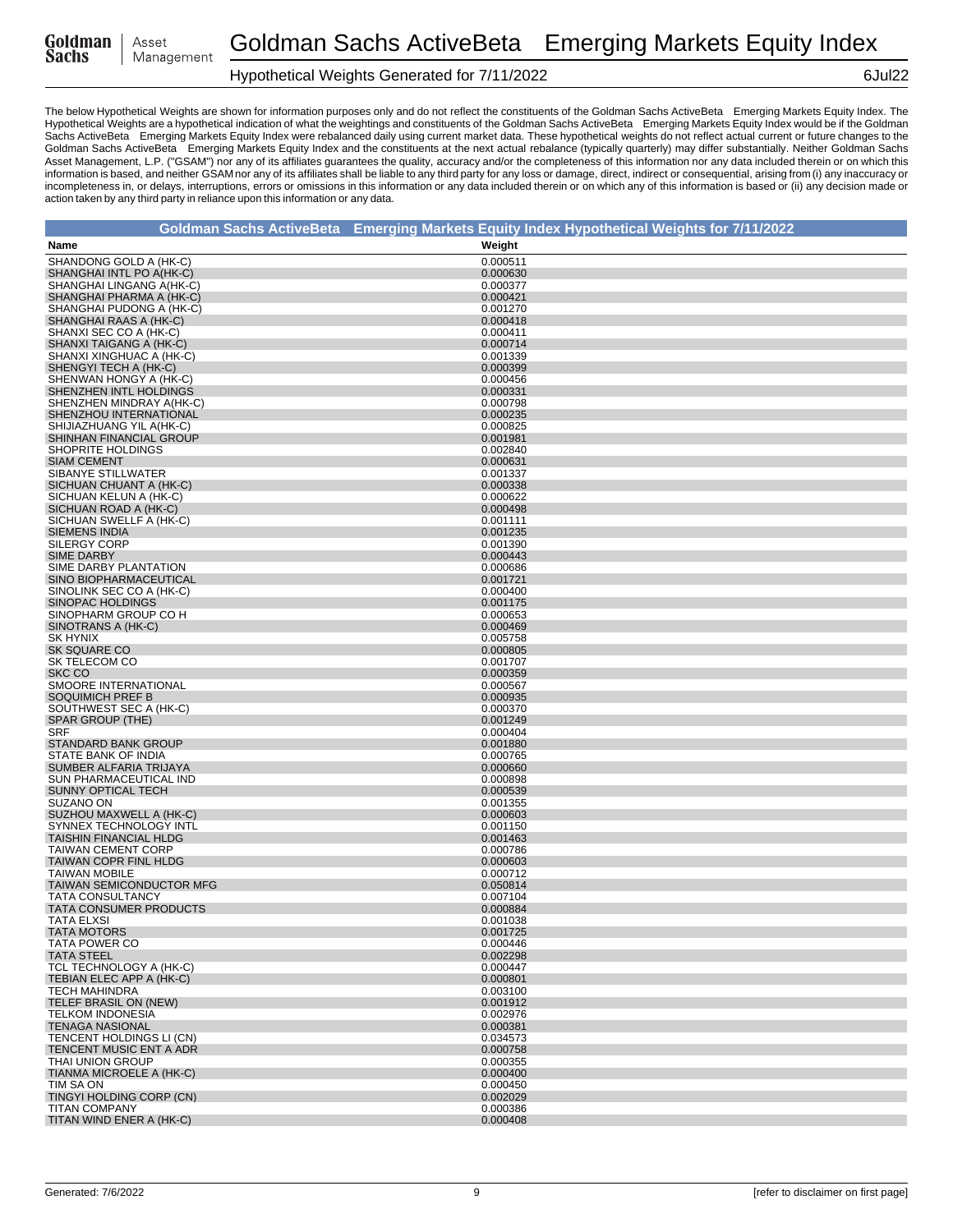# Goldman Sachs ActiveBeta Emerging Markets Equity Index

## Hypothetical Weights Generated for 7/11/2022

6Jul22

The below Hypothetical Weights are shown for information purposes only and do not reflect the constituents of the Goldman Sachs ActiveBeta Emerging Markets Equity Index. The Hypothetical Weights are a hypothetical indication of what the weightings and constituents of the Goldman Sachs ActiveBeta Emerging Markets Equity Index would be if the Goldman Sachs ActiveBeta Emerging Markets Equity Index were rebalanced daily using current market data. These hypothetical weights do not reflect actual current or future changes to the Goldman Sachs ActiveBeta Emerging Markets Equity Index and the constituents at the next actual rebalance (typically quarterly) may differ substantially. Neither Goldman Sachs Asset Management, L.P. ("GSAM") nor any of its affiliates guarantees the quality, accuracy and/or the completeness of this information nor any data included therein or on which this information is based, and neither GSAM nor any of its affiliates shall be liable to any third party for any loss or damage, direct, indirect or consequential, arising from (i) any inaccuracy or incompleteness in, or delays, interruptions, errors or omissions in this information or any data included therein or on which any of this information is based or (ii) any decision made or action taken by any third party in reliance upon this information or any data.

**Goldman Sachs ActiveBeta Emerging Markets Equity Index Hypothetical Weights for 7/11/2022**

| Name | Weight |
|---|---|
| SHANDONG GOLD A (HK-C) | 0.000511 |
| SHANGHAI INTL PO A(HK-C) | 0.000630 |
| SHANGHAI LINGANG A(HK-C) | 0.000377 |
| SHANGHAI PHARMA A (HK-C) | 0.000421 |
| SHANGHAI PUDONG A (HK-C) | 0.001270 |
| SHANGHAI RAAS A (HK-C) | 0.000418 |
| SHANXI SEC CO A (HK-C) | 0.000411 |
| SHANXI TAIGANG A (HK-C) | 0.000714 |
| SHANXI XINGHUAC A (HK-C) | 0.001339 |
| SHENGYI TECH A (HK-C) | 0.000399 |
| SHENWAN HONGY A (HK-C) | 0.000456 |
| SHENZHEN INTL HOLDINGS | 0.000331 |
| SHENZHEN MINDRAY A(HK-C) | 0.000798 |
| SHENZHOU INTERNATIONAL | 0.000235 |
| SHIJIAZHUANG YIL A(HK-C) | 0.000825 |
| SHINHAN FINANCIAL GROUP | 0.001981 |
| SHOPRITE HOLDINGS | 0.002840 |
| SIAM CEMENT | 0.000631 |
| SIBANYE STILLWATER | 0.001337 |
| SICHUAN CHUANT A (HK-C) | 0.000338 |
| SICHUAN KELUN A (HK-C) | 0.000622 |
| SICHUAN ROAD A (HK-C) | 0.000498 |
| SICHUAN SWELLF A (HK-C) | 0.001111 |
| SIEMENS INDIA | 0.001235 |
| SILERGY CORP | 0.001390 |
| SIME DARBY | 0.000443 |
| SIME DARBY PLANTATION | 0.000686 |
| SINO BIOPHARMACEUTICAL | 0.001721 |
| SINOLINK SEC CO A (HK-C) | 0.000400 |
| SINOPAC HOLDINGS | 0.001175 |
| SINOPHARM GROUP CO H | 0.000653 |
| SINOTRANS A (HK-C) | 0.000469 |
| SK HYNIX | 0.005758 |
| SK SQUARE CO | 0.000805 |
| SK TELECOM CO | 0.001707 |
| SKC CO | 0.000359 |
| SMOORE INTERNATIONAL | 0.000567 |
| SOQUIMICH PREF B | 0.000935 |
| SOUTHWEST SEC A (HK-C) | 0.000370 |
| SPAR GROUP (THE) | 0.001249 |
| SRF | 0.000404 |
| STANDARD BANK GROUP | 0.001880 |
| STATE BANK OF INDIA | 0.000765 |
| SUMBER ALFARIA TRIJAYA | 0.000660 |
| SUN PHARMACEUTICAL IND | 0.000898 |
| SUNNY OPTICAL TECH | 0.000539 |
| SUZANO ON | 0.001355 |
| SUZHOU MAXWELL A (HK-C) | 0.000603 |
| SYNNEX TECHNOLOGY INTL | 0.001150 |
| TAISHIN FINANCIAL HLDG | 0.001463 |
| TAIWAN CEMENT CORP | 0.000786 |
| TAIWAN COPR FINL HLDG | 0.000603 |
| TAIWAN MOBILE | 0.000712 |
| TAIWAN SEMICONDUCTOR MFG | 0.050814 |
| TATA CONSULTANCY | 0.007104 |
| TATA CONSUMER PRODUCTS | 0.000884 |
| TATA ELXSI | 0.001038 |
| TATA MOTORS | 0.001725 |
| TATA POWER CO | 0.000446 |
| TATA STEEL | 0.002298 |
| TCL TECHNOLOGY A (HK-C) | 0.000447 |
| TEBIAN ELEC APP A (HK-C) | 0.000801 |
| TECH MAHINDRA | 0.003100 |
| TELEF BRASIL ON (NEW) | 0.001912 |
| TELKOM INDONESIA | 0.002976 |
| TENAGA NASIONAL | 0.000381 |
| TENCENT HOLDINGS LI (CN) | 0.034573 |
| TENCENT MUSIC ENT A ADR | 0.000758 |
| THAI UNION GROUP | 0.000355 |
| TIANMA MICROELE A (HK-C) | 0.000400 |
| TIM SA ON | 0.000450 |
| TINGYI HOLDING CORP (CN) | 0.002029 |
| TITAN COMPANY | 0.000386 |
| TITAN WIND ENER A (HK-C) | 0.000408 |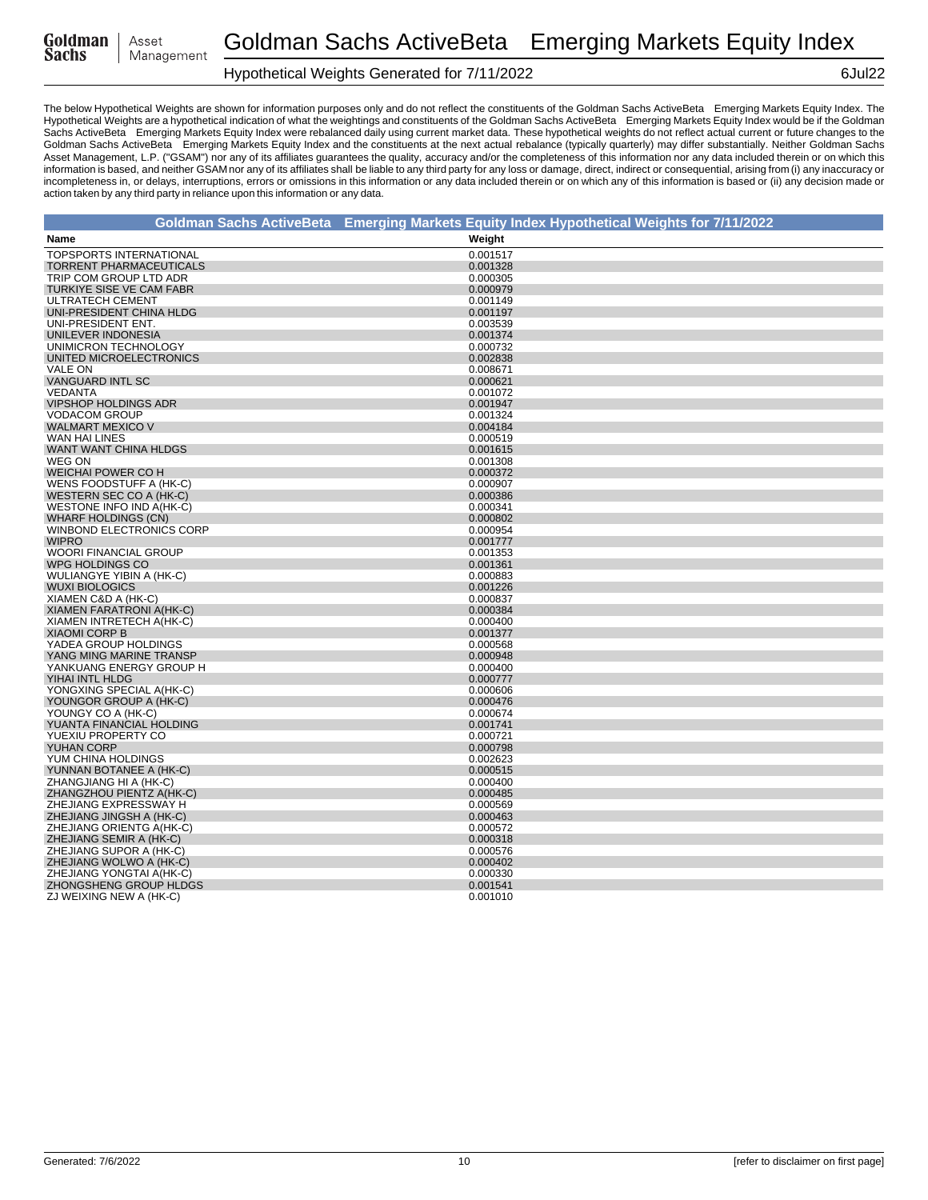The below Hypothetical Weights are shown for information purposes only and do not reflect the constituents of the Goldman Sachs ActiveBeta Emerging Markets Equity Index. The Hypothetical Weights are a hypothetical indication of what the weightings and constituents of the Goldman Sachs ActiveBeta Emerging Markets Equity Index would be if the Goldman Sachs ActiveBeta Emerging Markets Equity Index were rebalanced daily using current market data. These hypothetical weights do not reflect actual current or future changes to the Goldman Sachs ActiveBeta Emerging Markets Equity Index and the constituents at the next actual rebalance (typically quarterly) may differ substantially. Neither Goldman Sachs Asset Management, L.P. ("GSAM") nor any of its affiliates guarantees the quality, accuracy and/or the completeness of this information nor any data included therein or on which this information is based, and neither GSAM nor any of its affiliates shall be liable to any third party for any loss or damage, direct, indirect or consequential, arising from (i) any inaccuracy or incompleteness in, or delays, interruptions, errors or omissions in this information or any data included therein or on which any of this information is based or (ii) any decision made or action taken by any third party in reliance upon this information or any data.

## Goldman Sachs ActiveBeta Emerging Markets Equity Index Hypothetical Weights for 7/11/2022

| Name | Weight |
|---|---|
| TOPSPORTS INTERNATIONAL | 0.001517 |
| TORRENT PHARMACEUTICALS | 0.001328 |
| TRIP COM GROUP LTD ADR | 0.000305 |
| TURKIYE SISE VE CAM FABR | 0.000979 |
| ULTRATECH CEMENT | 0.001149 |
| UNI-PRESIDENT CHINA HLDG | 0.001197 |
| UNI-PRESIDENT ENT. | 0.003539 |
| UNILEVER INDONESIA | 0.001374 |
| UNIMICRON TECHNOLOGY | 0.000732 |
| UNITED MICROELECTRONICS | 0.002838 |
| VALE ON | 0.008671 |
| VANGUARD INTL SC | 0.000621 |
| VEDANTA | 0.001072 |
| VIPSHOP HOLDINGS ADR | 0.001947 |
| VODACOM GROUP | 0.001324 |
| WALMART MEXICO V | 0.004184 |
| WAN HAI LINES | 0.000519 |
| WANT WANT CHINA HLDGS | 0.001615 |
| WEG ON | 0.001308 |
| WEICHAI POWER CO H | 0.000372 |
| WENS FOODSTUFF A (HK-C) | 0.000907 |
| WESTERN SEC CO A (HK-C) | 0.000386 |
| WESTONE INFO IND A(HK-C) | 0.000341 |
| WHARF HOLDINGS (CN) | 0.000802 |
| WINBOND ELECTRONICS CORP | 0.000954 |
| WIPRO | 0.001777 |
| WOORI FINANCIAL GROUP | 0.001353 |
| WPG HOLDINGS CO | 0.001361 |
| WULIANGYE YIBIN A (HK-C) | 0.000883 |
| WUXI BIOLOGICS | 0.001226 |
| XIAMEN C&D A (HK-C) | 0.000837 |
| XIAMEN FARATRONI A(HK-C) | 0.000384 |
| XIAMEN INTRETECH A(HK-C) | 0.000400 |
| XIAOMI CORP B | 0.001377 |
| YADEA GROUP HOLDINGS | 0.000568 |
| YANG MING MARINE TRANSP | 0.000948 |
| YANKUANG ENERGY GROUP H | 0.000400 |
| YIHAI INTL HLDG | 0.000777 |
| YONGXING SPECIAL A(HK-C) | 0.000606 |
| YOUNGOR GROUP A (HK-C) | 0.000476 |
| YOUNGY CO A (HK-C) | 0.000674 |
| YUANTA FINANCIAL HOLDING | 0.001741 |
| YUEXIU PROPERTY CO | 0.000721 |
| YUHAN CORP | 0.000798 |
| YUM CHINA HOLDINGS | 0.002623 |
| YUNNAN BOTANEE A (HK-C) | 0.000515 |
| ZHANGJIANG HI A (HK-C) | 0.000400 |
| ZHANGZHOU PIENTZ A(HK-C) | 0.000485 |
| ZHEJIANG EXPRESSWAY H | 0.000569 |
| ZHEJIANG JINGSH A (HK-C) | 0.000463 |
| ZHEJIANG ORIENTG A(HK-C) | 0.000572 |
| ZHEJIANG SEMIR A (HK-C) | 0.000318 |
| ZHEJIANG SUPOR A (HK-C) | 0.000576 |
| ZHEJIANG WOLWO A (HK-C) | 0.000402 |
| ZHEJIANG YONGTAI A(HK-C) | 0.000330 |
| ZHONGSHENG GROUP HLDGS | 0.001541 |
| ZJ WEIXING NEW A (HK-C) | 0.001010 |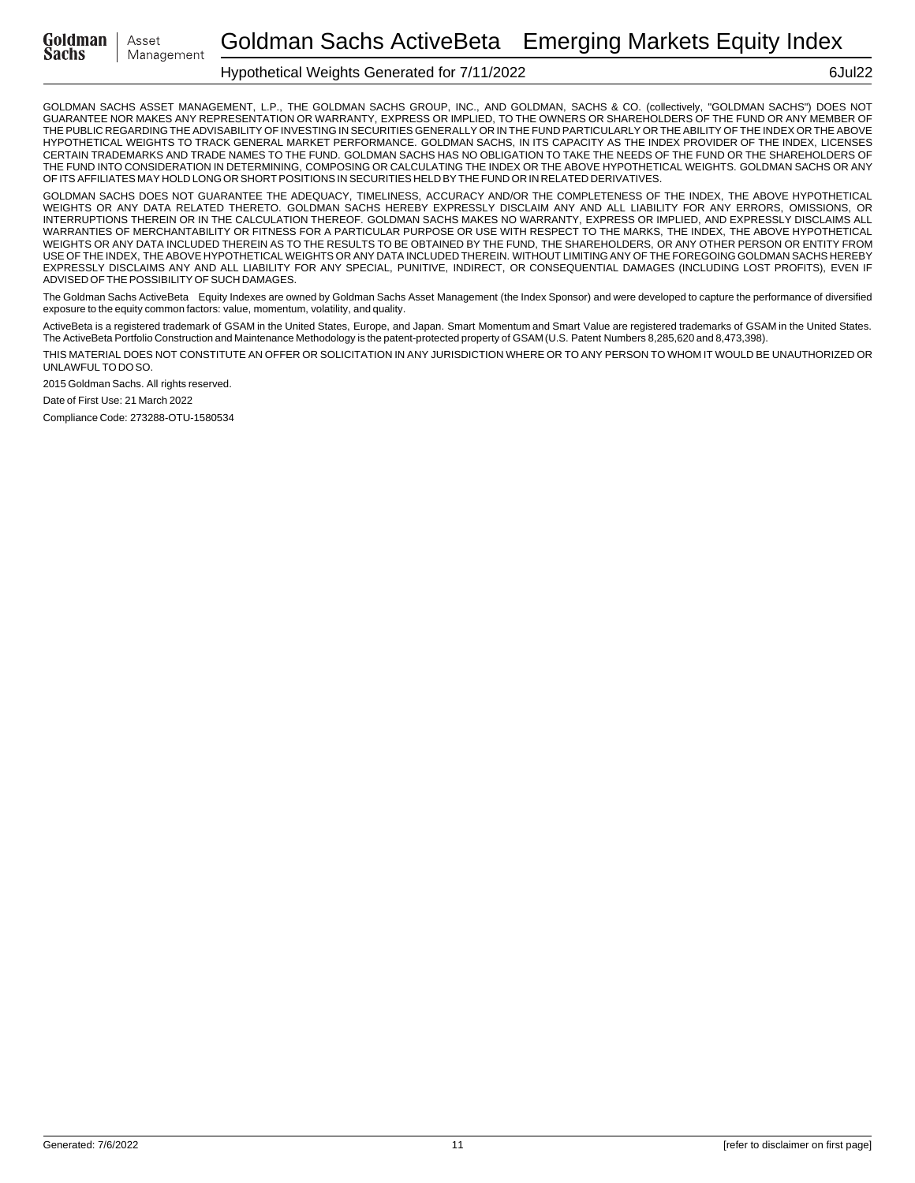GOLDMAN SACHS ASSET MANAGEMENT, L.P., THE GOLDMAN SACHS GROUP, INC., AND GOLDMAN, SACHS & CO. (collectively, "GOLDMAN SACHS") DOES NOT GUARANTEE NOR MAKES ANY REPRESENTATION OR WARRANTY, EXPRESS OR IMPLIED, TO THE OWNERS OR SHAREHOLDERS OF THE FUND OR ANY MEMBER OF THE PUBLIC REGARDING THE ADVISABILITY OF INVESTING IN SECURITIES GENERALLY OR IN THE FUND PARTICULARLY OR THE ABILITY OF THE INDEX OR THE ABOVE HYPOTHETICAL WEIGHTS TO TRACK GENERAL MARKET PERFORMANCE. GOLDMAN SACHS, IN ITS CAPACITY AS THE INDEX PROVIDER OF THE INDEX, LICENSES CERTAIN TRADEMARKS AND TRADE NAMES TO THE FUND. GOLDMAN SACHS HAS NO OBLIGATION TO TAKE THE NEEDS OF THE FUND OR THE SHAREHOLDERS OF THE FUND INTO CONSIDERATION IN DETERMINING, COMPOSING OR CALCULATING THE INDEX OR THE ABOVE HYPOTHETICAL WEIGHTS. GOLDMAN SACHS OR ANY OF ITS AFFILIATES MAY HOLD LONG OR SHORT POSITIONS IN SECURITIES HELD BY THE FUND OR IN RELATED DERIVATIVES.

GOLDMAN SACHS DOES NOT GUARANTEE THE ADEQUACY, TIMELINESS, ACCURACY AND/OR THE COMPLETENESS OF THE INDEX, THE ABOVE HYPOTHETICAL WEIGHTS OR ANY DATA RELATED THERETO. GOLDMAN SACHS HEREBY EXPRESSLY DISCLAIM ANY AND ALL LIABILITY FOR ANY ERRORS, OMISSIONS, OR INTERRUPTIONS THEREIN OR IN THE CALCULATION THEREOF. GOLDMAN SACHS MAKES NO WARRANTY, EXPRESS OR IMPLIED, AND EXPRESSLY DISCLAIMS ALL WARRANTIES OF MERCHANTABILITY OR FITNESS FOR A PARTICULAR PURPOSE OR USE WITH RESPECT TO THE MARKS, THE INDEX, THE ABOVE HYPOTHETICAL WEIGHTS OR ANY DATA INCLUDED THEREIN AS TO THE RESULTS TO BE OBTAINED BY THE FUND, THE SHAREHOLDERS, OR ANY OTHER PERSON OR ENTITY FROM USE OF THE INDEX, THE ABOVE HYPOTHETICAL WEIGHTS OR ANY DATA INCLUDED THEREIN. WITHOUT LIMITING ANY OF THE FOREGOING GOLDMAN SACHS HEREBY EXPRESSLY DISCLAIMS ANY AND ALL LIABILITY FOR ANY SPECIAL, PUNITIVE, INDIRECT, OR CONSEQUENTIAL DAMAGES (INCLUDING LOST PROFITS), EVEN IF ADVISED OF THE POSSIBILITY OF SUCH DAMAGES.

The Goldman Sachs ActiveBeta Equity Indexes are owned by Goldman Sachs Asset Management (the Index Sponsor) and were developed to capture the performance of diversified exposure to the equity common factors: value, momentum, volatility, and quality.

ActiveBeta is a registered trademark of GSAM in the United States, Europe, and Japan. Smart Momentum and Smart Value are registered trademarks of GSAM in the United States. The ActiveBeta Portfolio Construction and Maintenance Methodology is the patent-protected property of GSAM (U.S. Patent Numbers 8,285,620 and 8,473,398).

THIS MATERIAL DOES NOT CONSTITUTE AN OFFER OR SOLICITATION IN ANY JURISDICTION WHERE OR TO ANY PERSON TO WHOM IT WOULD BE UNAUTHORIZED OR UNLAWFUL TO DO SO.

2015 Goldman Sachs. All rights reserved.

Date of First Use: 21 March 2022

Compliance Code: 273288-OTU-1580534